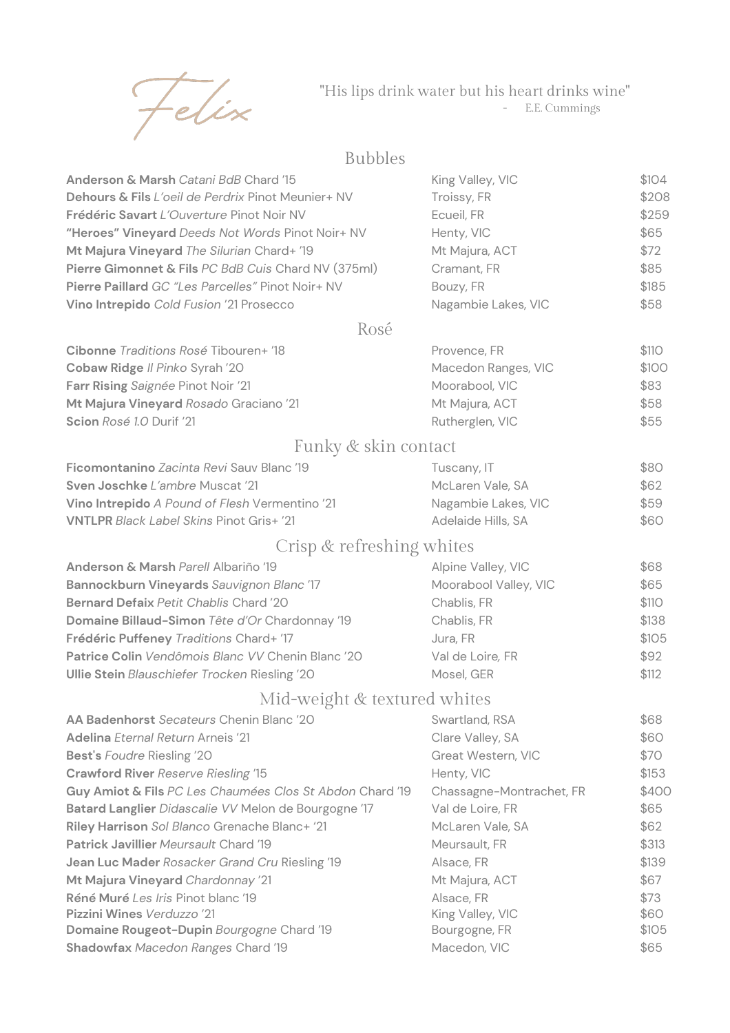# Felix

"His lips drink water but his heart drinks wine"
- E.E. Cummings

## Bubbles

| Wine | Region | Price |
|---|---|---|
| **Anderson & Marsh** *Catani BdB* Chard '15 | King Valley, VIC | $104 |
| **Dehours & Fils** *L'oeil de Perdrix* Pinot Meunier+ NV | Troissy, FR | $208 |
| **Frédéric Savart** *L'Ouverture* Pinot Noir NV | Ecueil, FR | $259 |
| **"Heroes" Vineyard** *Deeds Not Words* Pinot Noir+ NV | Henty, VIC | $65 |
| **Mt Majura Vineyard** *The Silurian* Chard+ '19 | Mt Majura, ACT | $72 |
| **Pierre Gimonnet & Fils** *PC BdB Cuis* Chard NV (375ml) | Cramant, FR | $85 |
| **Pierre Paillard** *GC "Les Parcelles"* Pinot Noir+ NV | Bouzy, FR | $185 |
| **Vino Intrepido** *Cold Fusion* '21 Prosecco | Nagambie Lakes, VIC | $58 |

## Rosé

| Wine | Region | Price |
|---|---|---|
| **Cibonne** *Traditions Rosé* Tibouren+ '18 | Provence, FR | $110 |
| **Cobaw Ridge** *Il Pinko* Syrah '20 | Macedon Ranges, VIC | $100 |
| **Farr Rising** *Saignée* Pinot Noir '21 | Moorabool, VIC | $83 |
| **Mt Majura Vineyard** *Rosado* Graciano '21 | Mt Majura, ACT | $58 |
| **Scion** *Rosé 1.0* Durif '21 | Rutherglen, VIC | $55 |

## Funky & skin contact

| Wine | Region | Price |
|---|---|---|
| **Ficomontanino** *Zacinta Revi* Sauv Blanc '19 | Tuscany, IT | $80 |
| **Sven Joschke** *L'ambre* Muscat '21 | McLaren Vale, SA | $62 |
| **Vino Intrepido** *A Pound of Flesh* Vermentino '21 | Nagambie Lakes, VIC | $59 |
| **VNTLPR** *Black Label Skins* Pinot Gris+ '21 | Adelaide Hills, SA | $60 |

## Crisp & refreshing whites

| Wine | Region | Price |
|---|---|---|
| **Anderson & Marsh** *Parell* Albariño '19 | Alpine Valley, VIC | $68 |
| **Bannockburn Vineyards** *Sauvignon Blanc* '17 | Moorabool Valley, VIC | $65 |
| **Bernard Defaix** *Petit Chablis* Chard '20 | Chablis, FR | $110 |
| **Domaine Billaud-Simon** *Tête d'Or* Chardonnay '19 | Chablis, FR | $138 |
| **Frédéric Puffeney** *Traditions* Chard+ '17 | Jura, FR | $105 |
| **Patrice Colin** *Vendômois Blanc VV* Chenin Blanc '20 | Val de Loire, FR | $92 |
| **Ullie Stein** *Blauschiefer Trocken* Riesling '20 | Mosel, GER | $112 |

## Mid-weight & textured whites

| Wine | Region | Price |
|---|---|---|
| **AA Badenhorst** *Secateurs* Chenin Blanc '20 | Swartland, RSA | $68 |
| **Adelina** *Eternal Return* Arneis '21 | Clare Valley, SA | $60 |
| **Best's** *Foudre* Riesling '20 | Great Western, VIC | $70 |
| **Crawford River** *Reserve Riesling* '15 | Henty, VIC | $153 |
| **Guy Amiot & Fils** *PC Les Chaumées Clos St Abdon* Chard '19 | Chassagne-Montrachet, FR | $400 |
| **Batard Langlier** *Didascalie VV* Melon de Bourgogne '17 | Val de Loire, FR | $65 |
| **Riley Harrison** *Sol Blanco* Grenache Blanc+ '21 | McLaren Vale, SA | $62 |
| **Patrick Javillier** *Meursault* Chard '19 | Meursault, FR | $313 |
| **Jean Luc Mader** *Rosacker Grand Cru* Riesling '19 | Alsace, FR | $139 |
| **Mt Majura Vineyard** *Chardonnay* '21 | Mt Majura, ACT | $67 |
| **Réné Muré** *Les Iris* Pinot blanc '19 | Alsace, FR | $73 |
| **Pizzini Wines** *Verduzzo* '21 | King Valley, VIC | $60 |
| **Domaine Rougeot-Dupin** *Bourgogne* Chard '19 | Bourgogne, FR | $105 |
| **Shadowfax** *Macedon Ranges* Chard '19 | Macedon, VIC | $65 |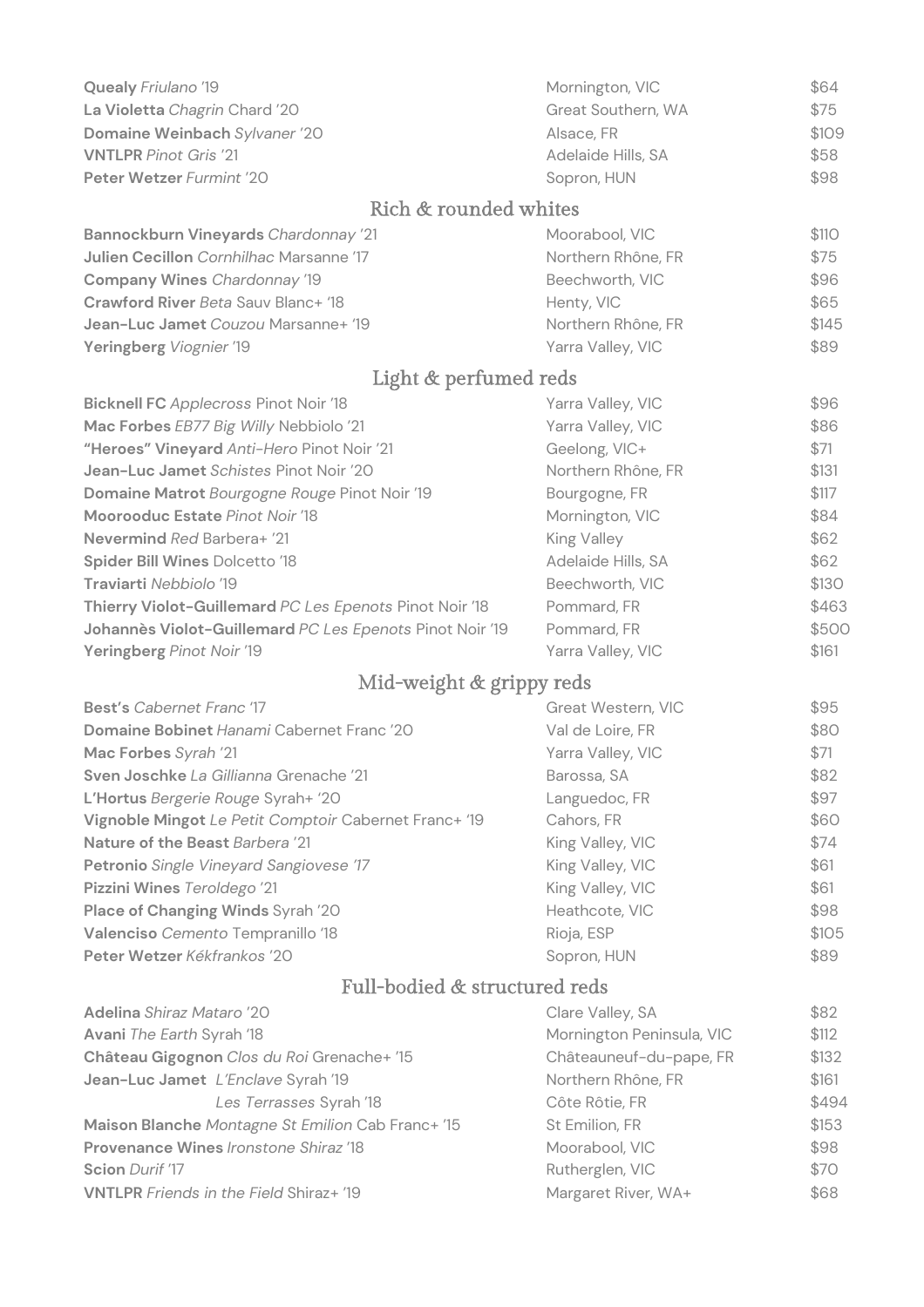| | | |
|---|---|---|
| **Quealy** *Friulano* '19 | Mornington, VIC | $64 |
| **La Violetta** *Chagrin* Chard '20 | Great Southern, WA | $75 |
| **Domaine Weinbach** *Sylvaner* '20 | Alsace, FR | $109 |
| **VNTLPR** *Pinot Gris* '21 | Adelaide Hills, SA | $58 |
| **Peter Wetzer** *Furmint* '20 | Sopron, HUN | $98 |

## Rich & rounded whites

| | | |
|---|---|---|
| **Bannockburn Vineyards** *Chardonnay* '21 | Moorabool, VIC | $110 |
| **Julien Cecillon** *Cornhilhac* Marsanne '17 | Northern Rhône, FR | $75 |
| **Company Wines** *Chardonnay* '19 | Beechworth, VIC | $96 |
| **Crawford River** *Beta* Sauv Blanc+ '18 | Henty, VIC | $65 |
| **Jean-Luc Jamet** *Couzou* Marsanne+ '19 | Northern Rhône, FR | $145 |
| **Yeringberg** *Viognier* '19 | Yarra Valley, VIC | $89 |

## Light & perfumed reds

| | | |
|---|---|---|
| **Bicknell FC** *Applecross* Pinot Noir '18 | Yarra Valley, VIC | $96 |
| **Mac Forbes** *EB77 Big Willy* Nebbiolo '21 | Yarra Valley, VIC | $86 |
| **"Heroes" Vineyard** *Anti-Hero* Pinot Noir '21 | Geelong, VIC+ | $71 |
| **Jean-Luc Jamet** *Schistes* Pinot Noir '20 | Northern Rhône, FR | $131 |
| **Domaine Matrot** *Bourgogne Rouge* Pinot Noir '19 | Bourgogne, FR | $117 |
| **Moorooduc Estate** *Pinot Noir* '18 | Mornington, VIC | $84 |
| **Nevermind** *Red* Barbera+ '21 | King Valley | $62 |
| **Spider Bill Wines** Dolcetto '18 | Adelaide Hills, SA | $62 |
| **Traviarti** *Nebbiolo* '19 | Beechworth, VIC | $130 |
| **Thierry Violot-Guillemard** *PC Les Epenots* Pinot Noir '18 | Pommard, FR | $463 |
| **Johannès Violot-Guillemard** *PC Les Epenots* Pinot Noir '19 | Pommard, FR | $500 |
| **Yeringberg** *Pinot Noir* '19 | Yarra Valley, VIC | $161 |

## Mid-weight & grippy reds

| | | |
|---|---|---|
| **Best's** *Cabernet Franc* '17 | Great Western, VIC | $95 |
| **Domaine Bobinet** *Hanami* Cabernet Franc '20 | Val de Loire, FR | $80 |
| **Mac Forbes** *Syrah* '21 | Yarra Valley, VIC | $71 |
| **Sven Joschke** *La Gillianna* Grenache '21 | Barossa, SA | $82 |
| **L'Hortus** *Bergerie Rouge* Syrah+ '20 | Languedoc, FR | $97 |
| **Vignoble Mingot** *Le Petit Comptoir* Cabernet Franc+ '19 | Cahors, FR | $60 |
| **Nature of the Beast** *Barbera* '21 | King Valley, VIC | $74 |
| **Petronio** *Single Vineyard Sangiovese '17* | King Valley, VIC | $61 |
| **Pizzini Wines** *Teroldego* '21 | King Valley, VIC | $61 |
| **Place of Changing Winds** Syrah '20 | Heathcote, VIC | $98 |
| **Valenciso** *Cemento* Tempranillo '18 | Rioja, ESP | $105 |
| **Peter Wetzer** *Kékfrankos* '20 | Sopron, HUN | $89 |

## Full-bodied & structured reds

| | | |
|---|---|---|
| **Adelina** *Shiraz Mataro* '20 | Clare Valley, SA | $82 |
| **Avani** *The Earth* Syrah '18 | Mornington Peninsula, VIC | $112 |
| **Château Gigognon** *Clos du Roi* Grenache+ '15 | Châteauneuf-du-pape, FR | $132 |
| **Jean-Luc Jamet** *L'Enclave* Syrah '19 | Northern Rhône, FR | $161 |
| *Les Terrasses* Syrah '18 | Côte Rôtie, FR | $494 |
| **Maison Blanche** *Montagne St Emilion* Cab Franc+ '15 | St Emilion, FR | $153 |
| **Provenance Wines** *Ironstone Shiraz* '18 | Moorabool, VIC | $98 |
| **Scion** *Durif* '17 | Rutherglen, VIC | $70 |
| **VNTLPR** *Friends in the Field* Shiraz+ '19 | Margaret River, WA+ | $68 |